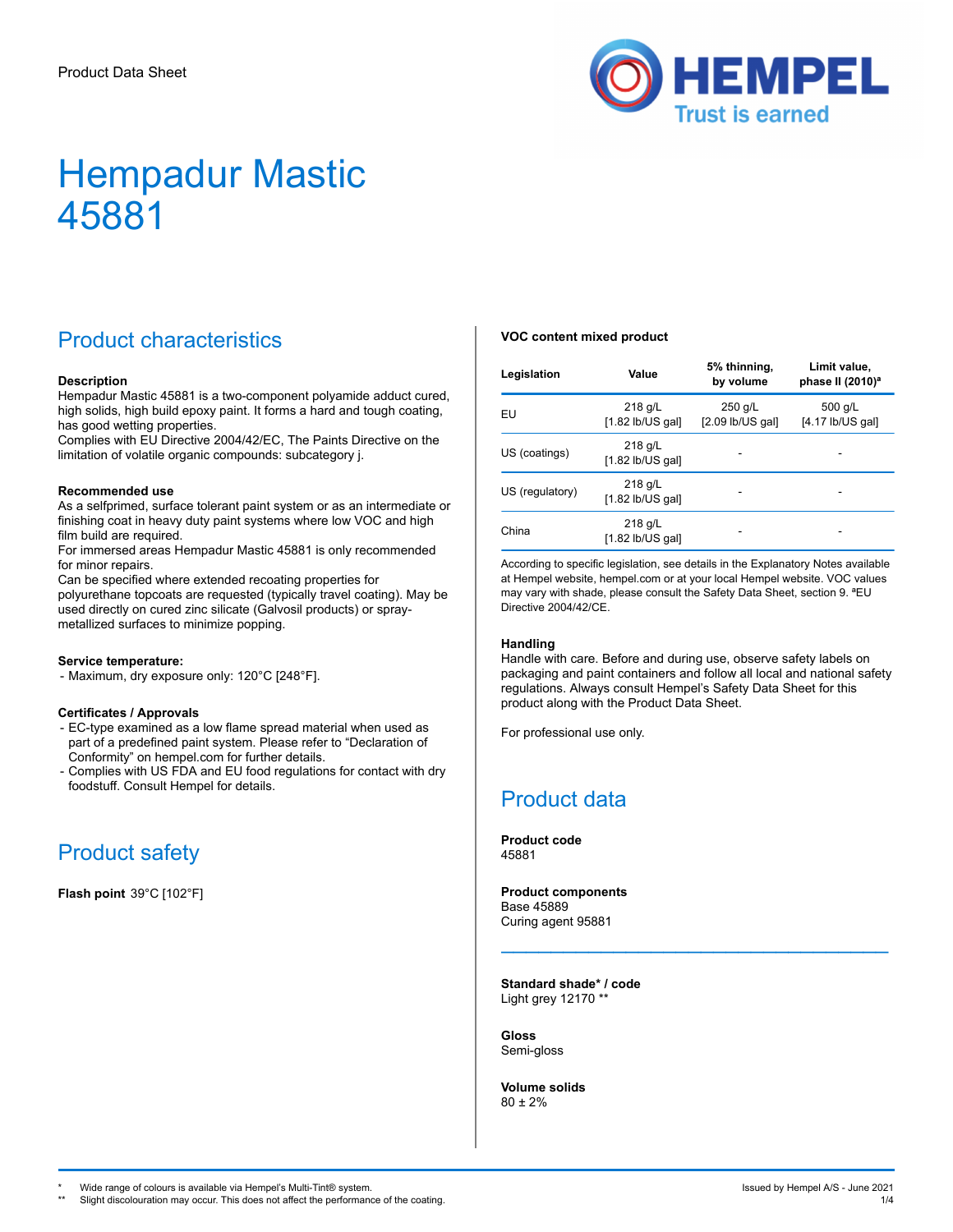Product Data Sheet

# Hempadur Mastic 45881

## Product characteristics

**Description**
Hempadur Mastic 45881 is a two-component polyamide adduct cured, high solids, high build epoxy paint. It forms a hard and tough coating, has good wetting properties.
Complies with EU Directive 2004/42/EC, The Paints Directive on the limitation of volatile organic compounds: subcategory j.

**Recommended use**
As a selfprimed, surface tolerant paint system or as an intermediate or finishing coat in heavy duty paint systems where low VOC and high film build are required.
For immersed areas Hempadur Mastic 45881 is only recommended for minor repairs.
Can be specified where extended recoating properties for polyurethane topcoats are requested (typically travel coating). May be used directly on cured zinc silicate (Galvosil products) or spray-metallized surfaces to minimize popping.

**Service temperature:**
- Maximum, dry exposure only: 120°C [248°F].

**Certificates / Approvals**
- EC-type examined as a low flame spread material when used as part of a predefined paint system. Please refer to "Declaration of Conformity" on hempel.com for further details.
- Complies with US FDA and EU food regulations for contact with dry foodstuff. Consult Hempel for details.

## Product safety

**Flash point** 39°C [102°F]

**VOC content mixed product**

| Legislation | Value | 5% thinning, by volume | Limit value, phase II (2010)[a] |
| --- | --- | --- | --- |
| EU | 218 g/L [1.82 lb/US gal] | 250 g/L [2.09 lb/US gal] | 500 g/L [4.17 lb/US gal] |
| US (coatings) | 218 g/L [1.82 lb/US gal] | - | - |
| US (regulatory) | 218 g/L [1.82 lb/US gal] | - | - |
| China | 218 g/L [1.82 lb/US gal] | - | - |

According to specific legislation, see details in the Explanatory Notes available at Hempel website, hempel.com or at your local Hempel website. VOC values may vary with shade, please consult the Safety Data Sheet, section 9. [a]EU Directive 2004/42/CE.

**Handling**
Handle with care. Before and during use, observe safety labels on packaging and paint containers and follow all local and national safety regulations. Always consult Hempel's Safety Data Sheet for this product along with the Product Data Sheet.

For professional use only.

## Product data

**Product code**
45881

**Product components**
Base 45889
Curing agent 95881

**Standard shade* / code**
Light grey 12170 **

**Gloss**
Semi-gloss

**Volume solids**
80 ± 2%

\* Wide range of colours is available via Hempel's Multi-Tint® system.
** Slight discolouration may occur. This does not affect the performance of the coating.

Issued by Hempel A/S - June 2021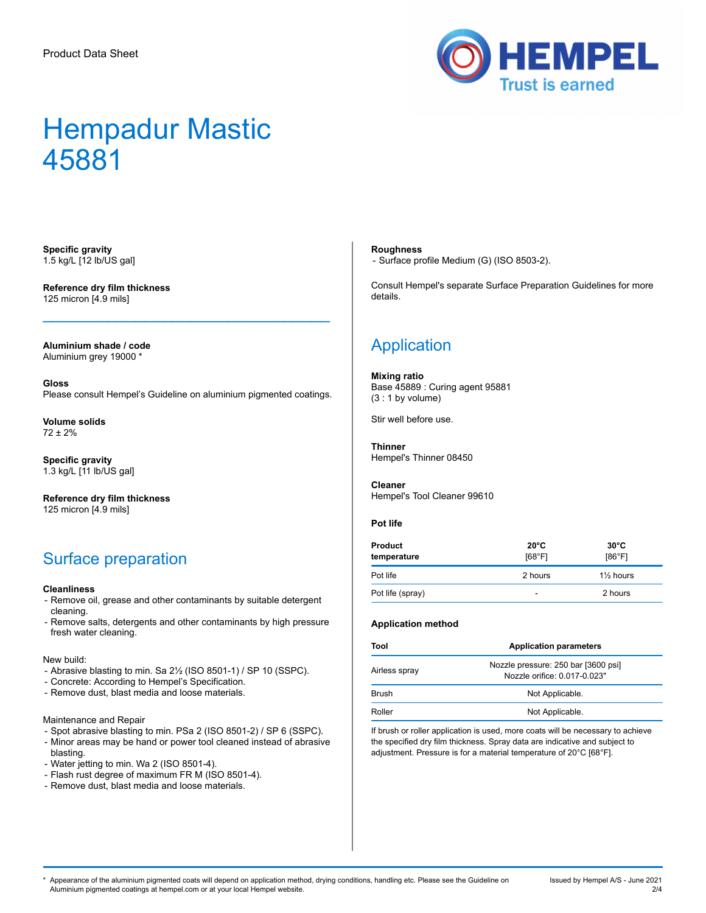Product Data Sheet

# Hempadur Mastic 45881

**Specific gravity**
1.5 kg/L [12 lb/US gal]

**Reference dry film thickness**
125 micron [4.9 mils]

---

**Aluminium shade / code**
Aluminium grey 19000 *

**Gloss**
Please consult Hempel's Guideline on aluminium pigmented coatings.

**Volume solids**
72 ± 2%

**Specific gravity**
1.3 kg/L [11 lb/US gal]

**Reference dry film thickness**
125 micron [4.9 mils]

## Surface preparation

**Cleanliness**
- Remove oil, grease and other contaminants by suitable detergent cleaning.
- Remove salts, detergents and other contaminants by high pressure fresh water cleaning.

New build:
- Abrasive blasting to min. Sa 2½ (ISO 8501-1) / SP 10 (SSPC).
- Concrete: According to Hempel's Specification.
- Remove dust, blast media and loose materials.

Maintenance and Repair
- Spot abrasive blasting to min. PSa 2 (ISO 8501-2) / SP 6 (SSPC).
- Minor areas may be hand or power tool cleaned instead of abrasive blasting.
- Water jetting to min. Wa 2 (ISO 8501-4).
- Flash rust degree of maximum FR M (ISO 8501-4).
- Remove dust, blast media and loose materials.

**Roughness**
- Surface profile Medium (G) (ISO 8503-2).

Consult Hempel's separate Surface Preparation Guidelines for more details.

## Application

**Mixing ratio**
Base 45889 : Curing agent 95881
(3 : 1 by volume)

Stir well before use.

**Thinner**
Hempel's Thinner 08450

**Cleaner**
Hempel's Tool Cleaner 99610

**Pot life**

| Product temperature | 20°C [68°F] | 30°C [86°F] |
|---|---|---|
| Pot life | 2 hours | 1½ hours |
| Pot life (spray) | - | 2 hours |

**Application method**

| Tool | Application parameters |
|---|---|
| Airless spray | Nozzle pressure: 250 bar [3600 psi]<br>Nozzle orifice: 0.017-0.023" |
| Brush | Not Applicable. |
| Roller | Not Applicable. |

If brush or roller application is used, more coats will be necessary to achieve the specified dry film thickness. Spray data are indicative and subject to adjustment. Pressure is for a material temperature of 20°C [68°F].

\* Appearance of the aluminium pigmented coats will depend on application method, drying conditions, handling etc. Please see the Guideline on Aluminium pigmented coatings at hempel.com or at your local Hempel website.

Issued by Hempel A/S - June 2021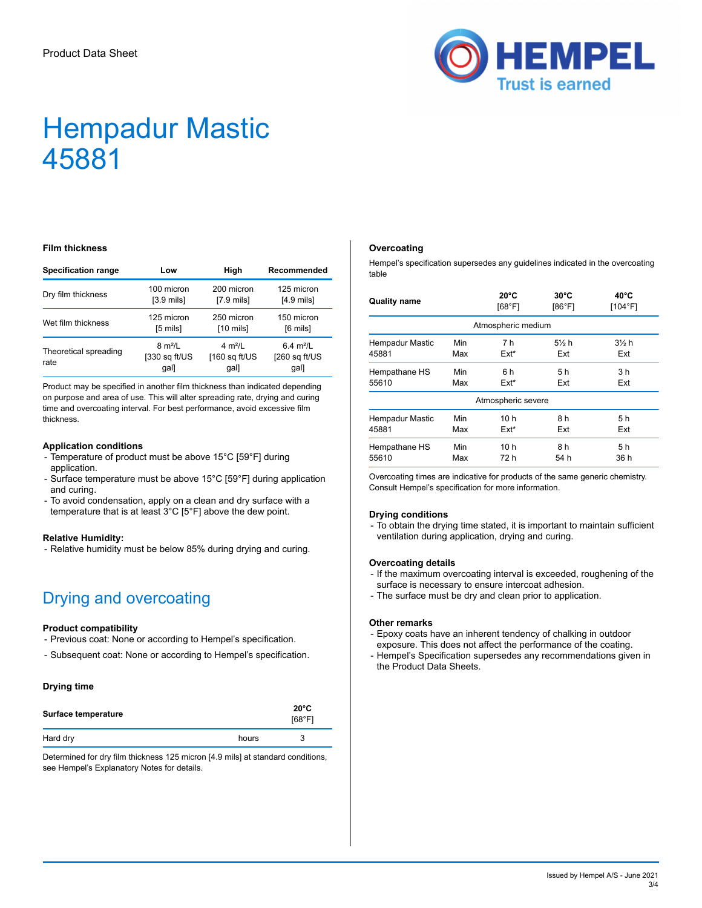Product Data Sheet

# Hempadur Mastic 45881

### Film thickness

| Specification range | Low | High | Recommended |
|---|---|---|---|
| Dry film thickness | 100 micron [3.9 mils] | 200 micron [7.9 mils] | 125 micron [4.9 mils] |
| Wet film thickness | 125 micron [5 mils] | 250 micron [10 mils] | 150 micron [6 mils] |
| Theoretical spreading rate | 8 m²/L [330 sq ft/US gal] | 4 m²/L [160 sq ft/US gal] | 6.4 m²/L [260 sq ft/US gal] |

Product may be specified in another film thickness than indicated depending on purpose and area of use. This will alter spreading rate, drying and curing time and overcoating interval. For best performance, avoid excessive film thickness.

### Application conditions

- Temperature of product must be above 15°C [59°F] during application.
- Surface temperature must be above 15°C [59°F] during application and curing.
- To avoid condensation, apply on a clean and dry surface with a temperature that is at least 3°C [5°F] above the dew point.

### Relative Humidity:

- Relative humidity must be below 85% during drying and curing.

## Drying and overcoating

### Product compatibility

- Previous coat: None or according to Hempel's specification.
- Subsequent coat: None or according to Hempel's specification.

### Drying time

| Surface temperature | | 20°C [68°F] |
|---|---|---|
| Hard dry | hours | 3 |

Determined for dry film thickness 125 micron [4.9 mils] at standard conditions, see Hempel's Explanatory Notes for details.

### Overcoating

Hempel's specification supersedes any guidelines indicated in the overcoating table

| Quality name | | 20°C [68°F] | 30°C [86°F] | 40°C [104°F] |
|---|---|---|---|---|
| Atmospheric medium | | | | |
| Hempadur Mastic 45881 | Min<br>Max | 7 h<br>Ext* | 5½ h<br>Ext | 3½ h<br>Ext |
| Hempathane HS 55610 | Min<br>Max | 6 h<br>Ext* | 5 h<br>Ext | 3 h<br>Ext |
| Atmospheric severe | | | | |
| Hempadur Mastic 45881 | Min<br>Max | 10 h<br>Ext* | 8 h<br>Ext | 5 h<br>Ext |
| Hempathane HS 55610 | Min<br>Max | 10 h<br>72 h | 8 h<br>54 h | 5 h<br>36 h |

Overcoating times are indicative for products of the same generic chemistry. Consult Hempel's specification for more information.

### Drying conditions

- To obtain the drying time stated, it is important to maintain sufficient ventilation during application, drying and curing.

### Overcoating details

- If the maximum overcoating interval is exceeded, roughening of the surface is necessary to ensure intercoat adhesion.
- The surface must be dry and clean prior to application.

### Other remarks

- Epoxy coats have an inherent tendency of chalking in outdoor exposure. This does not affect the performance of the coating.
- Hempel's Specification supersedes any recommendations given in the Product Data Sheets.

Issued by Hempel A/S - June 2021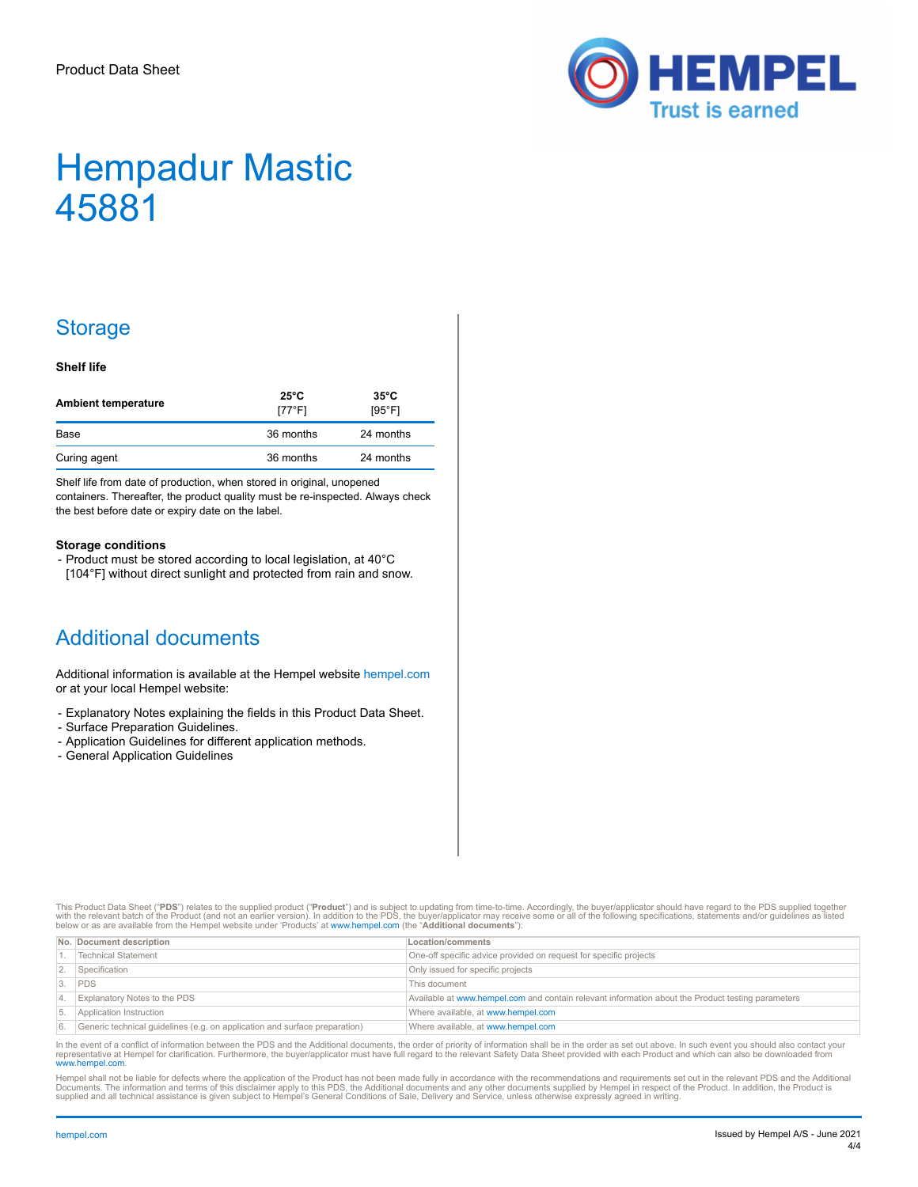Product Data Sheet

# Hempadur Mastic 45881

## Storage

### Shelf life

| Ambient temperature | 25°C [77°F] | 35°C [95°F] |
|---|---|---|
| Base | 36 months | 24 months |
| Curing agent | 36 months | 24 months |

Shelf life from date of production, when stored in original, unopened containers. Thereafter, the product quality must be re-inspected. Always check the best before date or expiry date on the label.

**Storage conditions**

- Product must be stored according to local legislation, at 40°C [104°F] without direct sunlight and protected from rain and snow.

## Additional documents

Additional information is available at the Hempel website hempel.com or at your local Hempel website:

- Explanatory Notes explaining the fields in this Product Data Sheet.
- Surface Preparation Guidelines.
- Application Guidelines for different application methods.
- General Application Guidelines

This Product Data Sheet ("**PDS**") relates to the supplied product ("**Product**") and is subject to updating from time-to-time. Accordingly, the buyer/applicator should have regard to the PDS supplied together with the relevant batch of the Product (and not an earlier version). In addition to the PDS, the buyer/applicator may receive some or all of the following specifications, statements and/or guidelines as listed below or as are available from the Hempel website under 'Products' at www.hempel.com (the "**Additional documents**"):

| No. | Document description | Location/comments |
|---|---|---|
| 1. | Technical Statement | One-off specific advice provided on request for specific projects |
| 2. | Specification | Only issued for specific projects |
| 3. | PDS | This document |
| 4. | Explanatory Notes to the PDS | Available at www.hempel.com and contain relevant information about the Product testing parameters |
| 5. | Application Instruction | Where available, at www.hempel.com |
| 6. | Generic technical guidelines (e.g. on application and surface preparation) | Where available, at www.hempel.com |

In the event of a conflict of information between the PDS and the Additional documents, the order of priority of information shall be in the order as set out above. In such event you should also contact your representative at Hempel for clarification. Furthermore, the buyer/applicator must have full regard to the relevant Safety Data Sheet provided with each Product and which can also be downloaded from www.hempel.com.

Hempel shall not be liable for defects where the application of the Product has not been made fully in accordance with the recommendations and requirements set out in the relevant PDS and the Additional Documents. The information and terms of this disclaimer apply to this PDS, the Additional documents and any other documents supplied by Hempel in respect of the Product. In addition, the Product is supplied and all technical assistance is given subject to Hempel's General Conditions of Sale, Delivery and Service, unless otherwise expressly agreed in writing.

Issued by Hempel A/S - June 2021